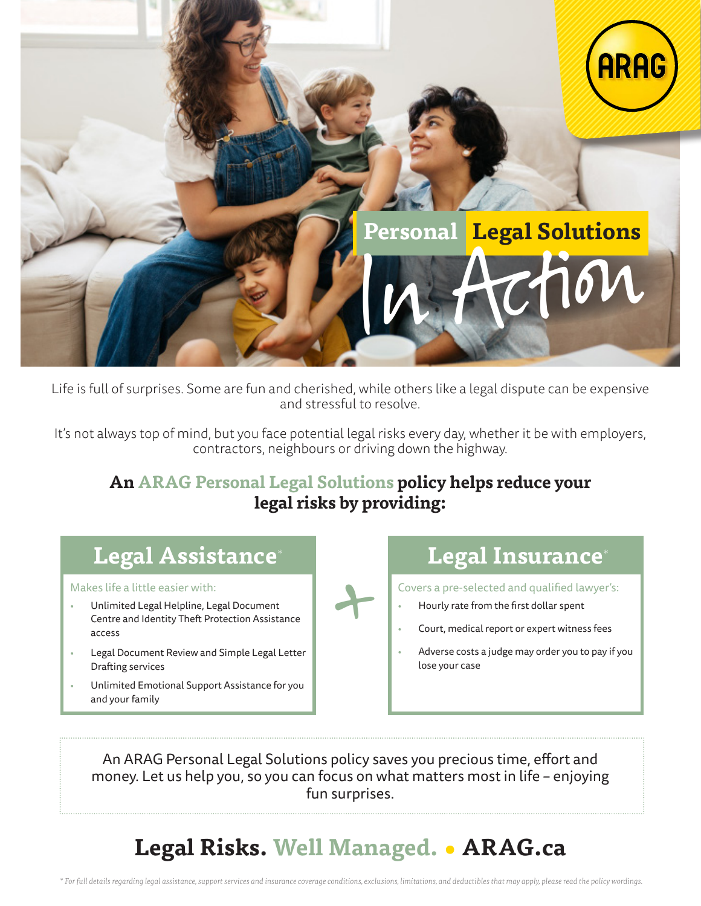# Personal Legal Solutions In Action

Life is full of surprises. Some are fun and cherished, while others like a legal dispute can be expensive and stressful to resolve.

It's not always top of mind, but you face potential legal risks every day, whether it be with employers, contractors, neighbours or driving down the highway.

## An ARAG Personal Legal Solutions policy helps reduce your legal risks by providing:

### Legal Assistance*

Makes life a little easier with:

- Unlimited Legal Helpline, Legal Document Centre and Identity Theft Protection Assistance access
- Legal Document Review and Simple Legal Letter Drafting services
- Unlimited Emotional Support Assistance for you and your family

+

### Legal Insurance*

Covers a pre-selected and qualified lawyer's:

- Hourly rate from the first dollar spent
- Court, medical report or expert witness fees
- Adverse costs a judge may order you to pay if you lose your case

An ARAG Personal Legal Solutions policy saves you precious time, effort and money. Let us help you, so you can focus on what matters most in life – enjoying fun surprises.

## Legal Risks. Well Managed. • ARAG.ca

*\* For full details regarding legal assistance, support services and insurance coverage conditions, exclusions, limitations, and deductibles that may apply, please read the policy wordings.*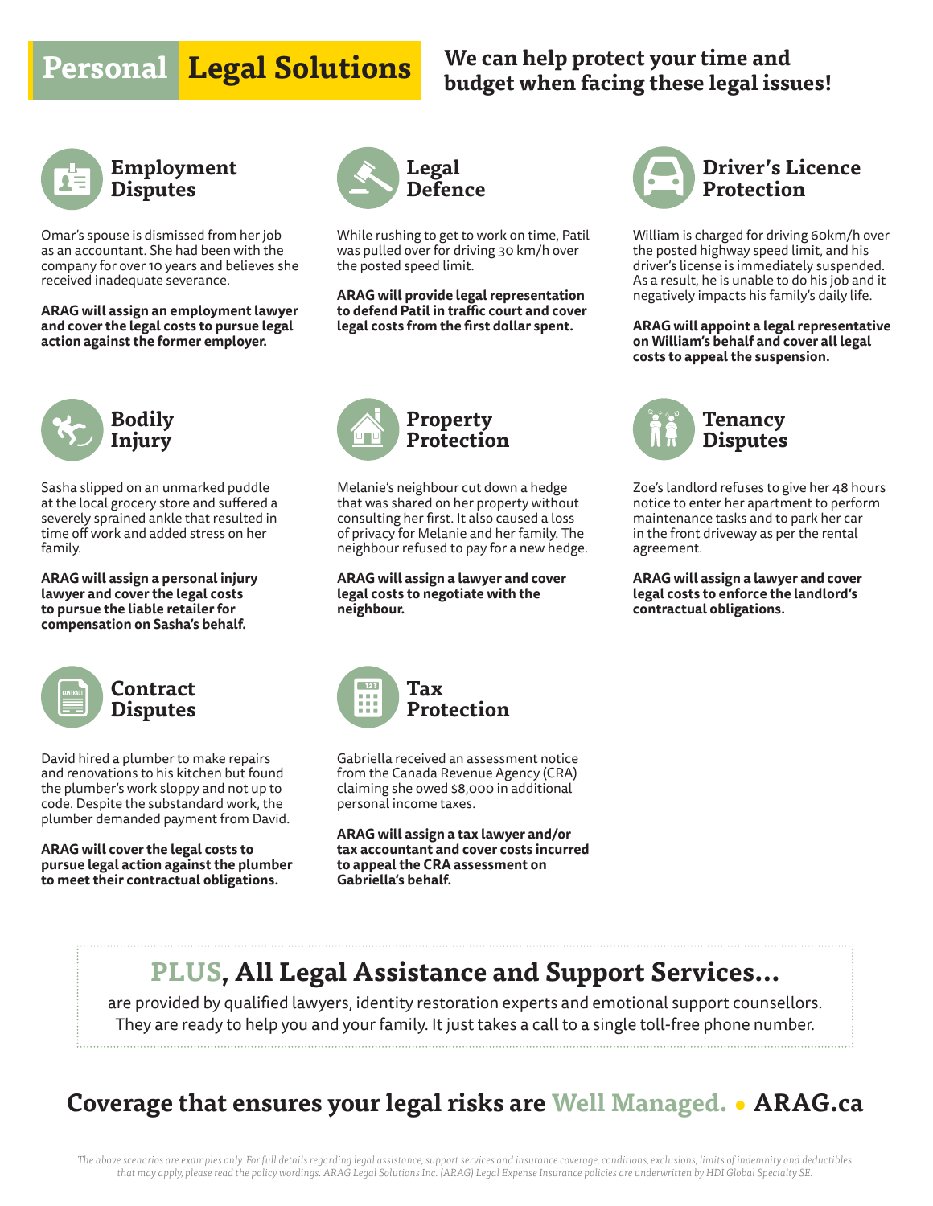# Personal Legal Solutions

**We can help protect your time and budget when facing these legal issues!**

## Employment Disputes

Omar's spouse is dismissed from her job as an accountant. She had been with the company for over 10 years and believes she received inadequate severance.

**ARAG will assign an employment lawyer and cover the legal costs to pursue legal action against the former employer.**

## Legal Defence

While rushing to get to work on time, Patil was pulled over for driving 30 km/h over the posted speed limit.

**ARAG will provide legal representation to defend Patil in traffic court and cover legal costs from the first dollar spent.**

## Driver's Licence Protection

William is charged for driving 60km/h over the posted highway speed limit, and his driver's license is immediately suspended. As a result, he is unable to do his job and it negatively impacts his family's daily life.

**ARAG will appoint a legal representative on William's behalf and cover all legal costs to appeal the suspension.**

## Bodily Injury

Sasha slipped on an unmarked puddle at the local grocery store and suffered a severely sprained ankle that resulted in time off work and added stress on her family.

**ARAG will assign a personal injury lawyer and cover the legal costs to pursue the liable retailer for compensation on Sasha's behalf.**

## Property Protection

Melanie's neighbour cut down a hedge that was shared on her property without consulting her first. It also caused a loss of privacy for Melanie and her family. The neighbour refused to pay for a new hedge.

**ARAG will assign a lawyer and cover legal costs to negotiate with the neighbour.**

## Tenancy Disputes

Zoe's landlord refuses to give her 48 hours notice to enter her apartment to perform maintenance tasks and to park her car in the front driveway as per the rental agreement.

**ARAG will assign a lawyer and cover legal costs to enforce the landlord's contractual obligations.**

## Contract Disputes

David hired a plumber to make repairs and renovations to his kitchen but found the plumber's work sloppy and not up to code. Despite the substandard work, the plumber demanded payment from David.

**ARAG will cover the legal costs to pursue legal action against the plumber to meet their contractual obligations.**

## Tax Protection

Gabriella received an assessment notice from the Canada Revenue Agency (CRA) claiming she owed $8,000 in additional personal income taxes.

**ARAG will assign a tax lawyer and/or tax accountant and cover costs incurred to appeal the CRA assessment on Gabriella's behalf.**

## PLUS, All Legal Assistance and Support Services...

are provided by qualified lawyers, identity restoration experts and emotional support counsellors. They are ready to help you and your family. It just takes a call to a single toll-free phone number.

## Coverage that ensures your legal risks are Well Managed. • ARAG.ca

*The above scenarios are examples only. For full details regarding legal assistance, support services and insurance coverage, conditions, exclusions, limits of indemnity and deductibles that may apply, please read the policy wordings. ARAG Legal Solutions Inc. (ARAG) Legal Expense Insurance policies are underwritten by HDI Global Specialty SE.*